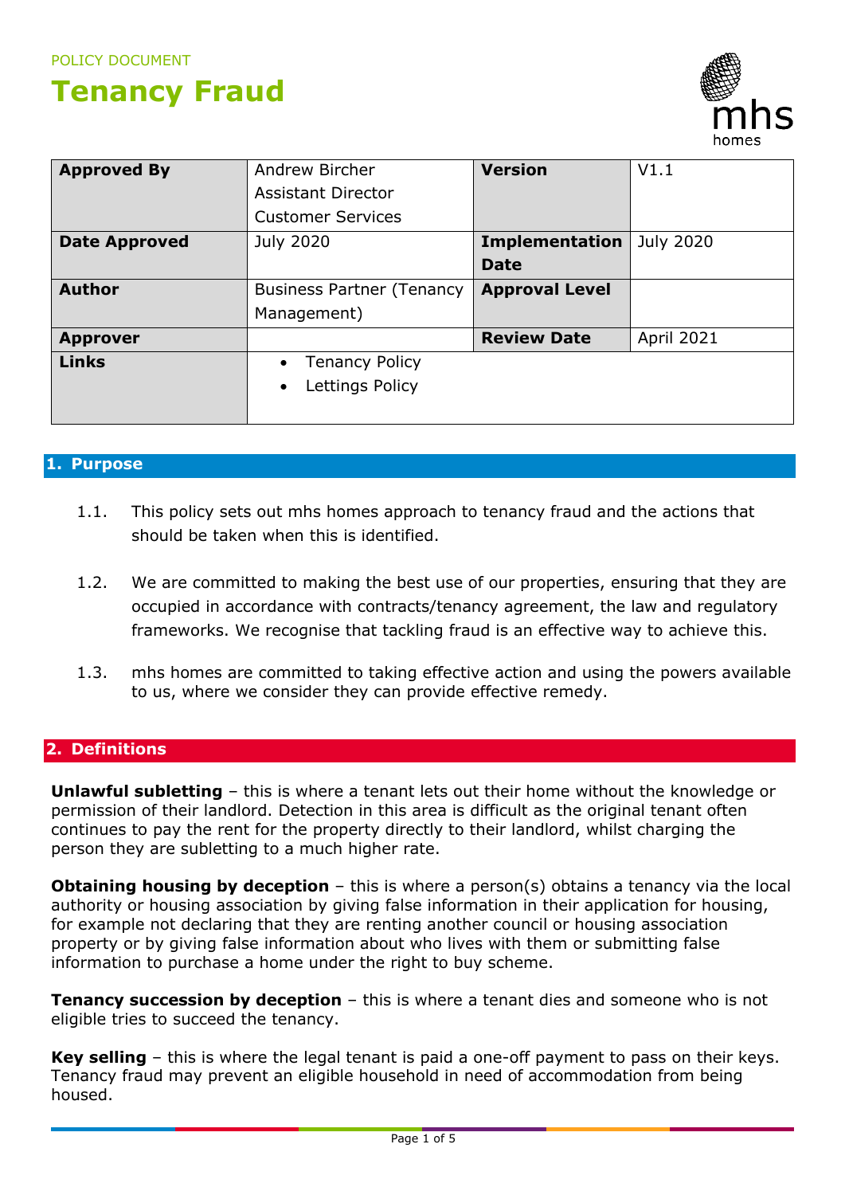POLICY DOCUMENT

# Tenancy Fraud

| Approved By | Andrew Bircher<br>Assistant Director<br>Customer Services | Version | V1.1 |
|---|---|---|---|
| Date Approved | July 2020 | Implementation Date | July 2020 |
| Author | Business Partner (Tenancy Management) | Approval Level | |
| Approver | | Review Date | April 2021 |
| Links | • Tenancy Policy<br>• Lettings Policy | | |

## 1. Purpose

1.1. This policy sets out mhs homes approach to tenancy fraud and the actions that should be taken when this is identified.

1.2. We are committed to making the best use of our properties, ensuring that they are occupied in accordance with contracts/tenancy agreement, the law and regulatory frameworks. We recognise that tackling fraud is an effective way to achieve this.

1.3. mhs homes are committed to taking effective action and using the powers available to us, where we consider they can provide effective remedy.

## 2. Definitions

**Unlawful subletting** – this is where a tenant lets out their home without the knowledge or permission of their landlord. Detection in this area is difficult as the original tenant often continues to pay the rent for the property directly to their landlord, whilst charging the person they are subletting to a much higher rate.

**Obtaining housing by deception** – this is where a person(s) obtains a tenancy via the local authority or housing association by giving false information in their application for housing, for example not declaring that they are renting another council or housing association property or by giving false information about who lives with them or submitting false information to purchase a home under the right to buy scheme.

**Tenancy succession by deception** – this is where a tenant dies and someone who is not eligible tries to succeed the tenancy.

**Key selling** – this is where the legal tenant is paid a one-off payment to pass on their keys. Tenancy fraud may prevent an eligible household in need of accommodation from being housed.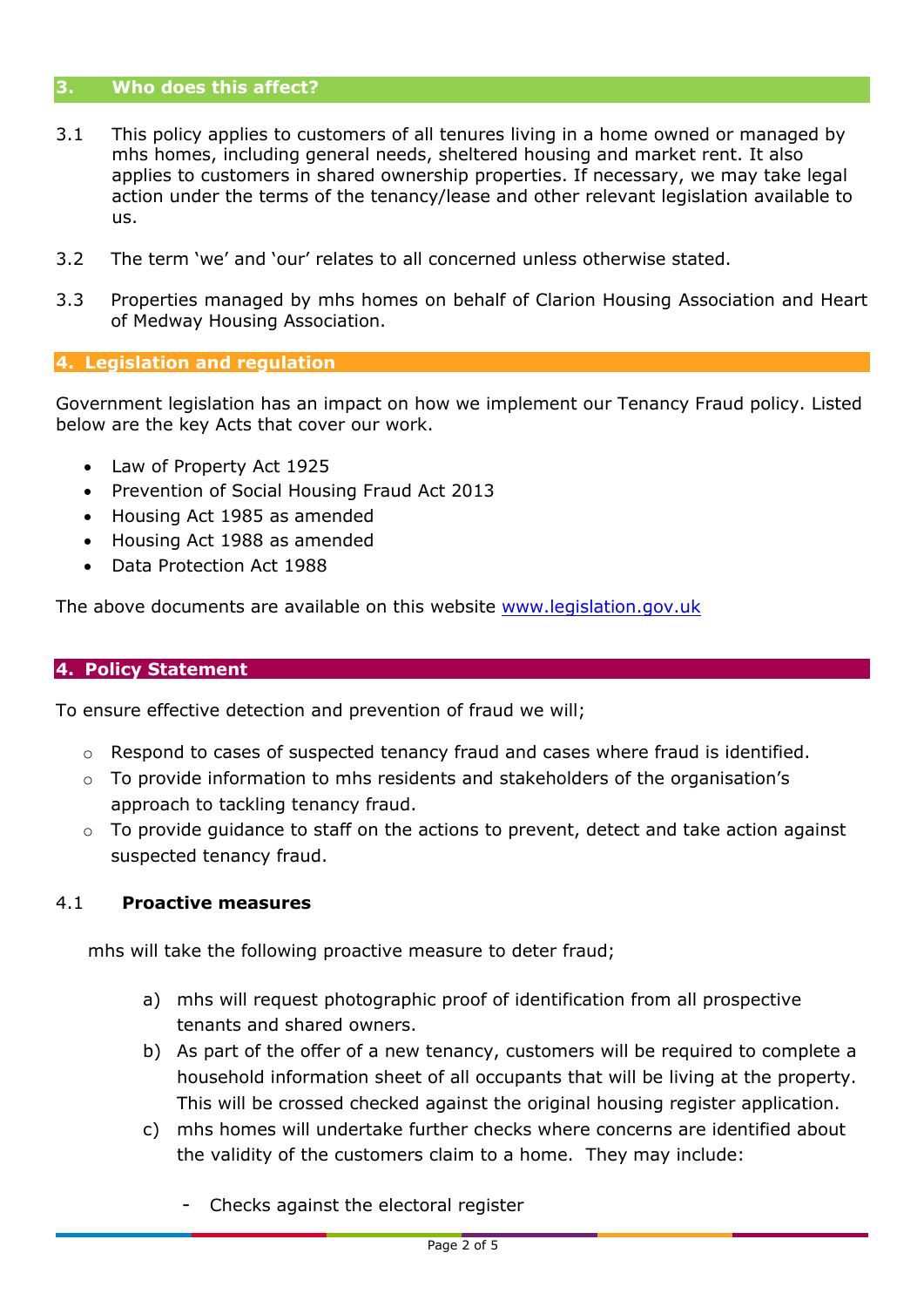## 3. Who does this affect?

3.1 This policy applies to customers of all tenures living in a home owned or managed by mhs homes, including general needs, sheltered housing and market rent. It also applies to customers in shared ownership properties. If necessary, we may take legal action under the terms of the tenancy/lease and other relevant legislation available to us.

3.2 The term 'we' and 'our' relates to all concerned unless otherwise stated.

3.3 Properties managed by mhs homes on behalf of Clarion Housing Association and Heart of Medway Housing Association.

## 4. Legislation and regulation

Government legislation has an impact on how we implement our Tenancy Fraud policy. Listed below are the key Acts that cover our work.

- Law of Property Act 1925
- Prevention of Social Housing Fraud Act 2013
- Housing Act 1985 as amended
- Housing Act 1988 as amended
- Data Protection Act 1988

The above documents are available on this website www.legislation.gov.uk

## 4. Policy Statement

To ensure effective detection and prevention of fraud we will;

- Respond to cases of suspected tenancy fraud and cases where fraud is identified.
- To provide information to mhs residents and stakeholders of the organisation's approach to tackling tenancy fraud.
- To provide guidance to staff on the actions to prevent, detect and take action against suspected tenancy fraud.

### 4.1 Proactive measures

mhs will take the following proactive measure to deter fraud;

a) mhs will request photographic proof of identification from all prospective tenants and shared owners.

b) As part of the offer of a new tenancy, customers will be required to complete a household information sheet of all occupants that will be living at the property. This will be crossed checked against the original housing register application.

c) mhs homes will undertake further checks where concerns are identified about the validity of the customers claim to a home. They may include:

- Checks against the electoral register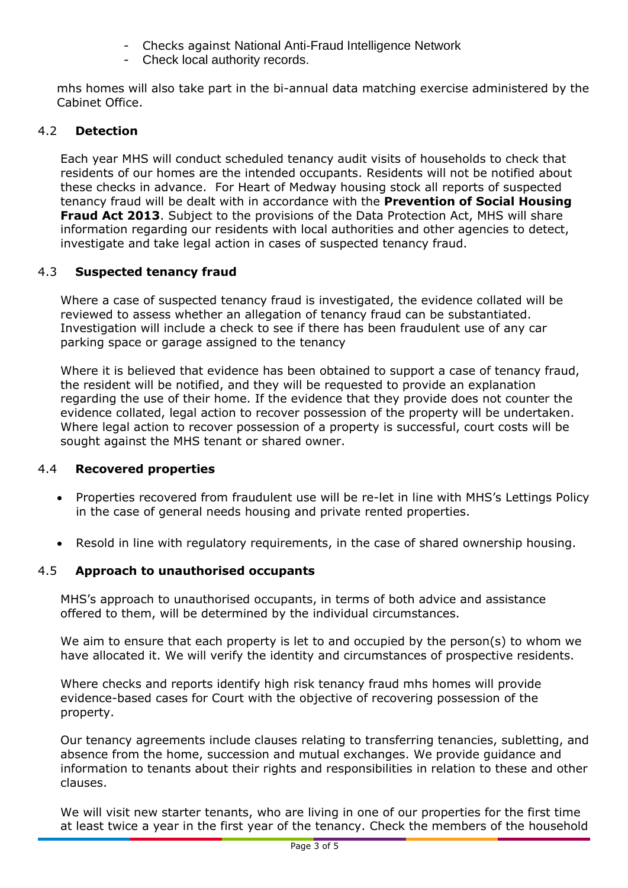- Checks against National Anti-Fraud Intelligence Network
- Check local authority records.

mhs homes will also take part in the bi-annual data matching exercise administered by the Cabinet Office.

### 4.2 Detection

Each year MHS will conduct scheduled tenancy audit visits of households to check that residents of our homes are the intended occupants. Residents will not be notified about these checks in advance. For Heart of Medway housing stock all reports of suspected tenancy fraud will be dealt with in accordance with the **Prevention of Social Housing Fraud Act 2013**. Subject to the provisions of the Data Protection Act, MHS will share information regarding our residents with local authorities and other agencies to detect, investigate and take legal action in cases of suspected tenancy fraud.

### 4.3 Suspected tenancy fraud

Where a case of suspected tenancy fraud is investigated, the evidence collated will be reviewed to assess whether an allegation of tenancy fraud can be substantiated. Investigation will include a check to see if there has been fraudulent use of any car parking space or garage assigned to the tenancy

Where it is believed that evidence has been obtained to support a case of tenancy fraud, the resident will be notified, and they will be requested to provide an explanation regarding the use of their home. If the evidence that they provide does not counter the evidence collated, legal action to recover possession of the property will be undertaken. Where legal action to recover possession of a property is successful, court costs will be sought against the MHS tenant or shared owner.

### 4.4 Recovered properties

- Properties recovered from fraudulent use will be re-let in line with MHS's Lettings Policy in the case of general needs housing and private rented properties.
- Resold in line with regulatory requirements, in the case of shared ownership housing.

### 4.5 Approach to unauthorised occupants

MHS's approach to unauthorised occupants, in terms of both advice and assistance offered to them, will be determined by the individual circumstances.

We aim to ensure that each property is let to and occupied by the person(s) to whom we have allocated it. We will verify the identity and circumstances of prospective residents.

Where checks and reports identify high risk tenancy fraud mhs homes will provide evidence-based cases for Court with the objective of recovering possession of the property.

Our tenancy agreements include clauses relating to transferring tenancies, subletting, and absence from the home, succession and mutual exchanges. We provide guidance and information to tenants about their rights and responsibilities in relation to these and other clauses.

We will visit new starter tenants, who are living in one of our properties for the first time at least twice a year in the first year of the tenancy. Check the members of the household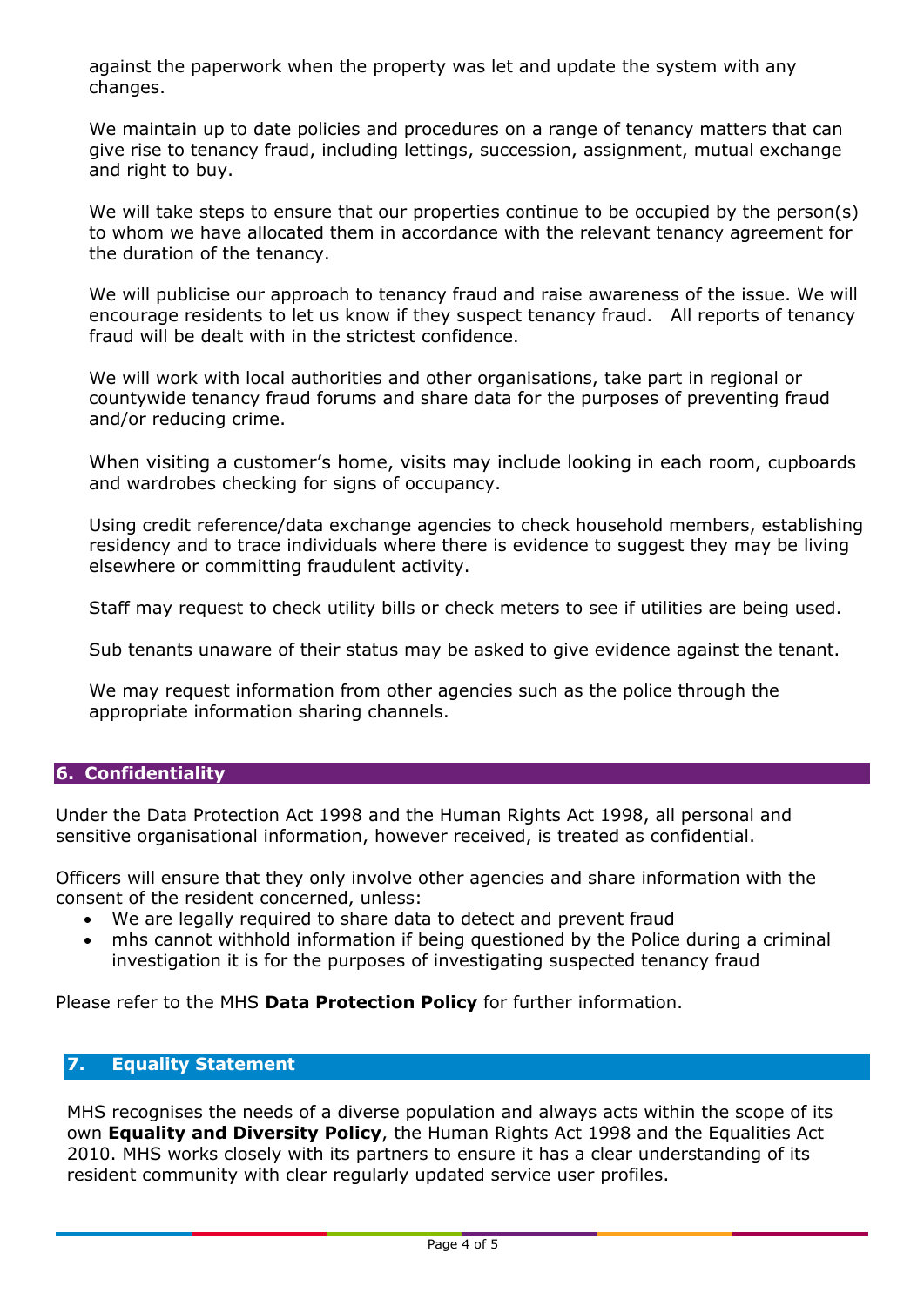against the paperwork when the property was let and update the system with any changes.

We maintain up to date policies and procedures on a range of tenancy matters that can give rise to tenancy fraud, including lettings, succession, assignment, mutual exchange and right to buy.

We will take steps to ensure that our properties continue to be occupied by the person(s) to whom we have allocated them in accordance with the relevant tenancy agreement for the duration of the tenancy.

We will publicise our approach to tenancy fraud and raise awareness of the issue. We will encourage residents to let us know if they suspect tenancy fraud. All reports of tenancy fraud will be dealt with in the strictest confidence.

We will work with local authorities and other organisations, take part in regional or countywide tenancy fraud forums and share data for the purposes of preventing fraud and/or reducing crime.

When visiting a customer's home, visits may include looking in each room, cupboards and wardrobes checking for signs of occupancy.

Using credit reference/data exchange agencies to check household members, establishing residency and to trace individuals where there is evidence to suggest they may be living elsewhere or committing fraudulent activity.

Staff may request to check utility bills or check meters to see if utilities are being used.

Sub tenants unaware of their status may be asked to give evidence against the tenant.

We may request information from other agencies such as the police through the appropriate information sharing channels.

## 6. Confidentiality

Under the Data Protection Act 1998 and the Human Rights Act 1998, all personal and sensitive organisational information, however received, is treated as confidential.

Officers will ensure that they only involve other agencies and share information with the consent of the resident concerned, unless:

- We are legally required to share data to detect and prevent fraud
- mhs cannot withhold information if being questioned by the Police during a criminal investigation it is for the purposes of investigating suspected tenancy fraud

Please refer to the MHS **Data Protection Policy** for further information.

## 7. Equality Statement

MHS recognises the needs of a diverse population and always acts within the scope of its own **Equality and Diversity Policy**, the Human Rights Act 1998 and the Equalities Act 2010. MHS works closely with its partners to ensure it has a clear understanding of its resident community with clear regularly updated service user profiles.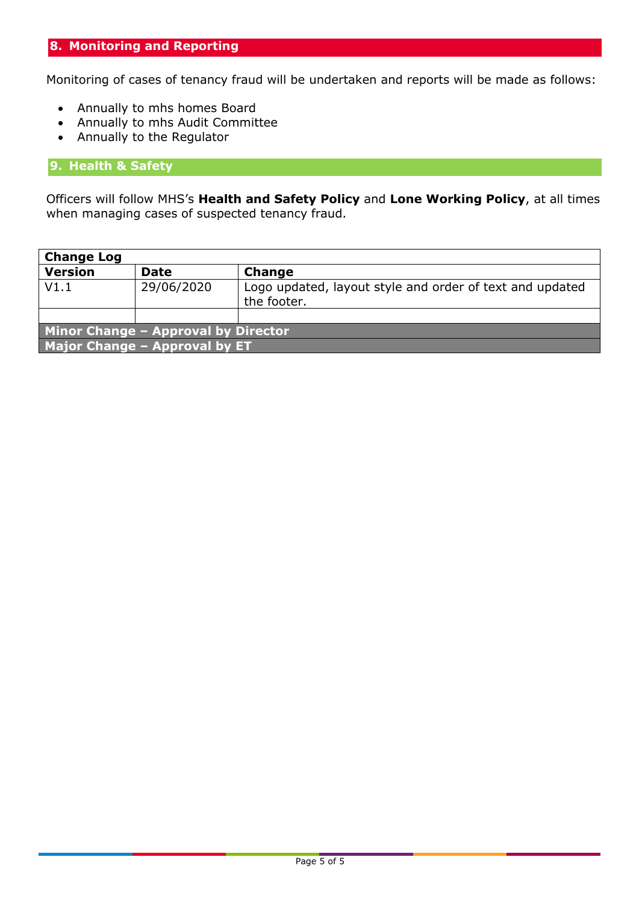## 8. Monitoring and Reporting

Monitoring of cases of tenancy fraud will be undertaken and reports will be made as follows:

- Annually to mhs homes Board
- Annually to mhs Audit Committee
- Annually to the Regulator

## 9. Health & Safety

Officers will follow MHS's **Health and Safety Policy** and **Lone Working Policy**, at all times when managing cases of suspected tenancy fraud.

| **Change Log** | | |
|---|---|---|
| **Version** | **Date** | **Change** |
| V1.1 | 29/06/2020 | Logo updated, layout style and order of text and updated the footer. |
| | | |
| **Minor Change – Approval by Director** | | |
| **Major Change – Approval by ET** | | |